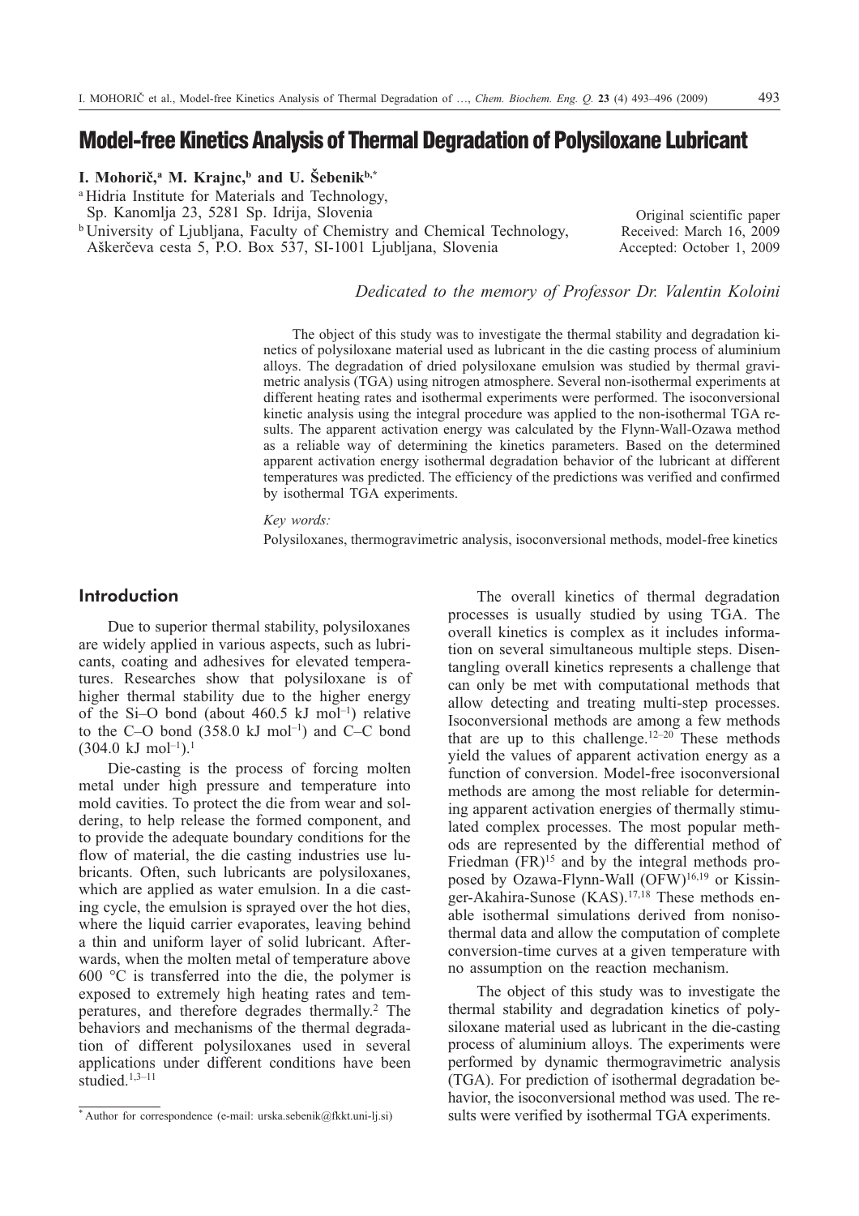# Model-free Kinetics Analysis of Thermal Degradation of Polysiloxane Lubricant

**I. Mohorič,[a] M. Krajnc,[b] and U. Šebenik[b,*]**

[a] Hidria Institute for Materials and Technology,
Sp. Kanomlja 23, 5281 Sp. Idrija, Slovenia

[b] University of Ljubljana, Faculty of Chemistry and Chemical Technology,
Aškerčeva cesta 5, P.O. Box 537, SI-1001 Ljubljana, Slovenia

Original scientific paper
Received: March 16, 2009
Accepted: October 1, 2009

*Dedicated to the memory of Professor Dr. Valentin Koloini*

The object of this study was to investigate the thermal stability and degradation kinetics of polysiloxane material used as lubricant in the die casting process of aluminium alloys. The degradation of dried polysiloxane emulsion was studied by thermal gravimetric analysis (TGA) using nitrogen atmosphere. Several non-isothermal experiments at different heating rates and isothermal experiments were performed. The isoconversional kinetic analysis using the integral procedure was applied to the non-isothermal TGA results. The apparent activation energy was calculated by the Flynn-Wall-Ozawa method as a reliable way of determining the kinetics parameters. Based on the determined apparent activation energy isothermal degradation behavior of the lubricant at different temperatures was predicted. The efficiency of the predictions was verified and confirmed by isothermal TGA experiments.

*Key words:*

Polysiloxanes, thermogravimetric analysis, isoconversional methods, model-free kinetics

## Introduction

Due to superior thermal stability, polysiloxanes are widely applied in various aspects, such as lubricants, coating and adhesives for elevated temperatures. Researches show that polysiloxane is of higher thermal stability due to the higher energy of the Si–O bond (about 460.5 kJ mol$^{-1}$) relative to the C–O bond (358.0 kJ mol$^{-1}$) and C–C bond (304.0 kJ mol$^{-1}$).[1]

Die-casting is the process of forcing molten metal under high pressure and temperature into mold cavities. To protect the die from wear and soldering, to help release the formed component, and to provide the adequate boundary conditions for the flow of material, the die casting industries use lubricants. Often, such lubricants are polysiloxanes, which are applied as water emulsion. In a die casting cycle, the emulsion is sprayed over the hot dies, where the liquid carrier evaporates, leaving behind a thin and uniform layer of solid lubricant. Afterwards, when the molten metal of temperature above 600 °C is transferred into the die, the polymer is exposed to extremely high heating rates and temperatures, and therefore degrades thermally.[2] The behaviors and mechanisms of the thermal degradation of different polysiloxanes used in several applications under different conditions have been studied.[1,3–11]

The overall kinetics of thermal degradation processes is usually studied by using TGA. The overall kinetics is complex as it includes information on several simultaneous multiple steps. Disentangling overall kinetics represents a challenge that can only be met with computational methods that allow detecting and treating multi-step processes. Isoconversional methods are among a few methods that are up to this challenge.[12–20] These methods yield the values of apparent activation energy as a function of conversion. Model-free isoconversional methods are among the most reliable for determining apparent activation energies of thermally stimulated complex processes. The most popular methods are represented by the differential method of Friedman (FR)[15] and by the integral methods proposed by Ozawa-Flynn-Wall (OFW)[16,19] or Kissinger-Akahira-Sunose (KAS).[17,18] These methods enable isothermal simulations derived from nonisothermal data and allow the computation of complete conversion-time curves at a given temperature with no assumption on the reaction mechanism.

The object of this study was to investigate the thermal stability and degradation kinetics of polysiloxane material used as lubricant in the die-casting process of aluminium alloys. The experiments were performed by dynamic thermogravimetric analysis (TGA). For prediction of isothermal degradation behavior, the isoconversional method was used. The results were verified by isothermal TGA experiments.

\* Author for correspondence (e-mail: urska.sebenik@fkkt.uni-lj.si)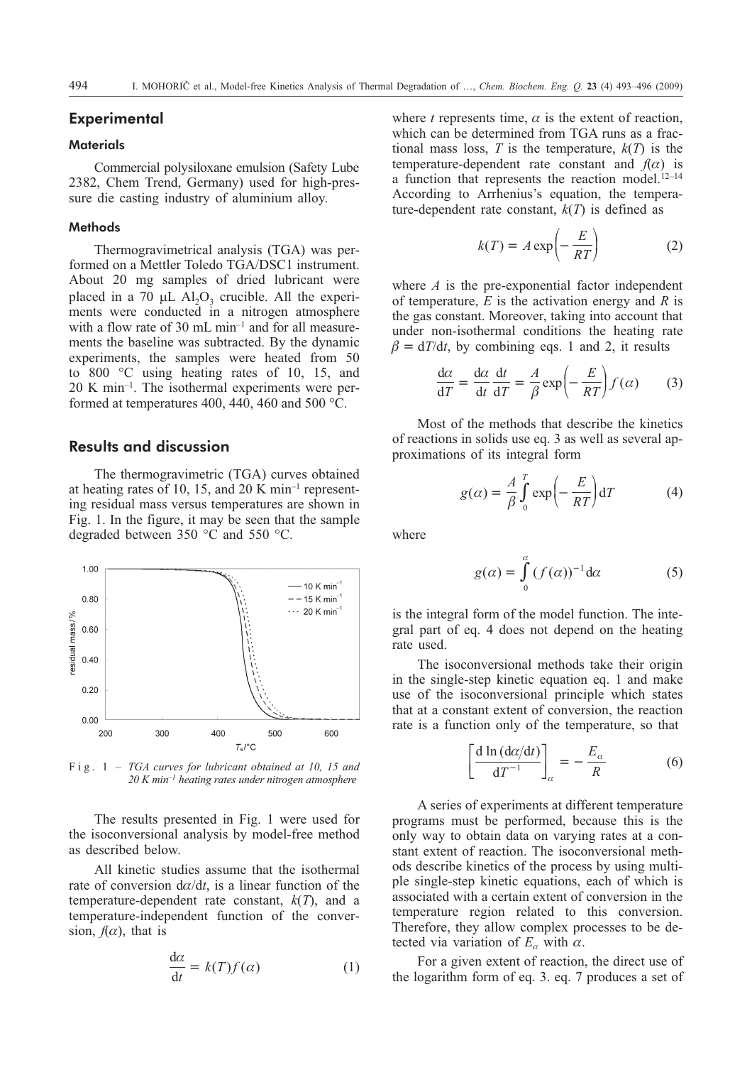## Experimental

### Materials

Commercial polysiloxane emulsion (Safety Lube 2382, Chem Trend, Germany) used for high-pressure die casting industry of aluminium alloy.

### Methods

Thermogravimetrical analysis (TGA) was performed on a Mettler Toledo TGA/DSC1 instrument. About 20 mg samples of dried lubricant were placed in a 70 μL $Al_2O_3$ crucible. All the experiments were conducted in a nitrogen atmosphere with a flow rate of 30 mL min$^{-1}$ and for all measurements the baseline was subtracted. By the dynamic experiments, the samples were heated from 50 to 800 °C using heating rates of 10, 15, and 20 K min$^{-1}$. The isothermal experiments were performed at temperatures 400, 440, 460 and 500 °C.

## Results and discussion

The thermogravimetric (TGA) curves obtained at heating rates of 10, 15, and 20 K min$^{-1}$ representing residual mass versus temperatures are shown in Fig. 1. In the figure, it may be seen that the sample degraded between 350 °C and 550 °C.

Fig. 1 – *TGA curves for lubricant obtained at 10, 15 and 20 K min$^{-1}$ heating rates under nitrogen atmosphere*

The results presented in Fig. 1 were used for the isoconversional analysis by model-free method as described below.

All kinetic studies assume that the isothermal rate of conversion $d\alpha/dt$, is a linear function of the temperature-dependent rate constant, $k(T)$, and a temperature-independent function of the conversion, $f(\alpha)$, that is

$$\frac{d\alpha}{dt} = k(T) f(\alpha) \tag{1}$$

where $t$ represents time, $\alpha$ is the extent of reaction, which can be determined from TGA runs as a fractional mass loss, $T$ is the temperature, $k(T)$ is the temperature-dependent rate constant and $f(\alpha)$ is a function that represents the reaction model.[12–14] According to Arrhenius's equation, the temperature-dependent rate constant, $k(T)$ is defined as

$$k(T) = A \exp\left(-\frac{E}{RT}\right) \tag{2}$$

where $A$ is the pre-exponential factor independent of temperature, $E$ is the activation energy and $R$ is the gas constant. Moreover, taking into account that under non-isothermal conditions the heating rate $\beta = dT/dt$, by combining eqs. 1 and 2, it results

$$\frac{d\alpha}{dT} = \frac{d\alpha}{dt}\frac{dt}{dT} = \frac{A}{\beta}\exp\left(-\frac{E}{RT}\right) f(\alpha) \tag{3}$$

Most of the methods that describe the kinetics of reactions in solids use eq. 3 as well as several approximations of its integral form

$$g(\alpha) = \frac{A}{\beta}\int_0^T \exp\left(-\frac{E}{RT}\right) dT \tag{4}$$

where

$$g(\alpha) = \int_0^\alpha (f(\alpha))^{-1} d\alpha \tag{5}$$

is the integral form of the model function. The integral part of eq. 4 does not depend on the heating rate used.

The isoconversional methods take their origin in the single-step kinetic equation eq. 1 and make use of the isoconversional principle which states that at a constant extent of conversion, the reaction rate is a function only of the temperature, so that

$$\left[\frac{d \ln (d\alpha/dt)}{dT^{-1}}\right]_\alpha = -\frac{E_\alpha}{R} \tag{6}$$

A series of experiments at different temperature programs must be performed, because this is the only way to obtain data on varying rates at a constant extent of reaction. The isoconversional methods describe kinetics of the process by using multiple single-step kinetic equations, each of which is associated with a certain extent of conversion in the temperature region related to this conversion. Therefore, they allow complex processes to be detected via variation of $E_\alpha$ with $\alpha$.

For a given extent of reaction, the direct use of the logarithm form of eq. 3. eq. 7 produces a set of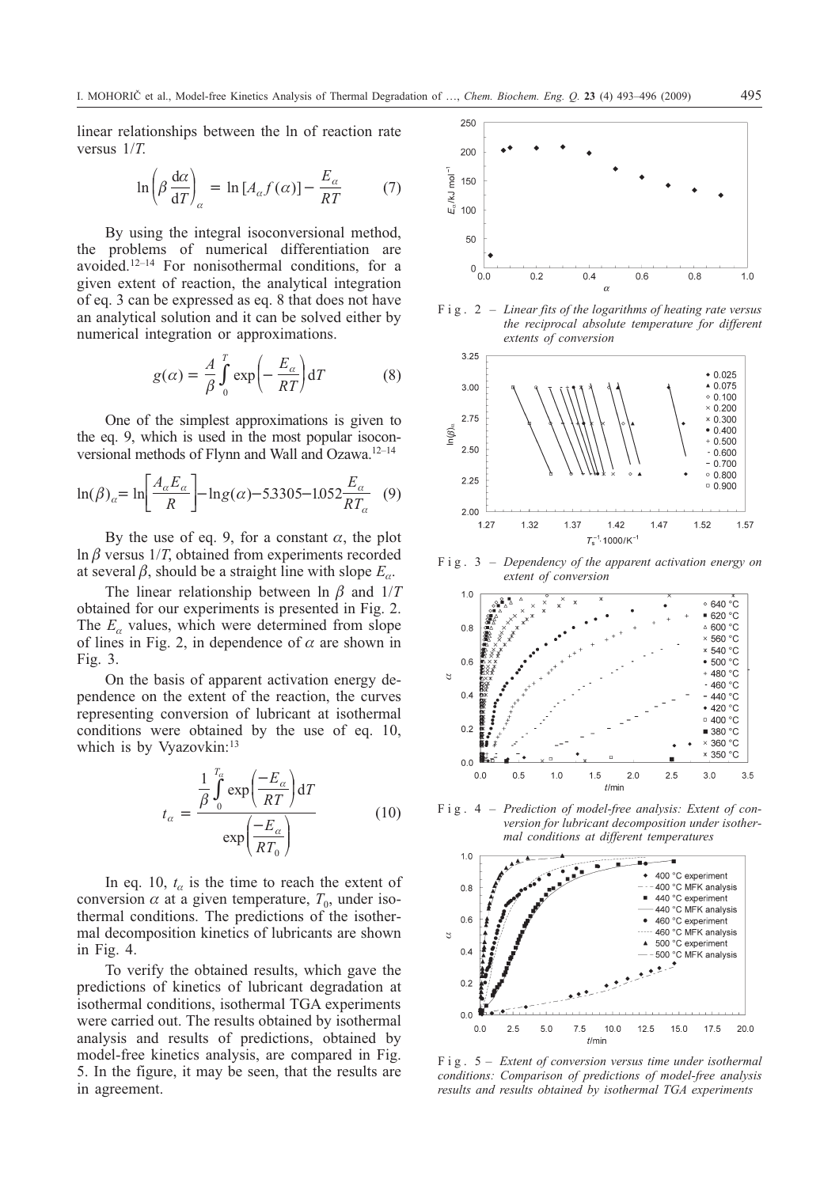linear relationships between the ln of reaction rate versus $1/T$.

$$\ln\left(\beta \frac{\mathrm{d}\alpha}{\mathrm{d}T}\right)_{\alpha} = \ln\left[A_{\alpha} f(\alpha)\right] - \frac{E_{\alpha}}{RT} \qquad (7)$$

By using the integral isoconversional method, the problems of numerical differentiation are avoided.[12–14] For nonisothermal conditions, for a given extent of reaction, the analytical integration of eq. 3 can be expressed as eq. 8 that does not have an analytical solution and it can be solved either by numerical integration or approximations.

$$g(\alpha) = \frac{A}{\beta}\int_{0}^{T} \exp\left(-\frac{E_{\alpha}}{RT}\right)\mathrm{d}T \qquad (8)$$

One of the simplest approximations is given to the eq. 9, which is used in the most popular isoconversional methods of Flynn and Wall and Ozawa.[12–14]

$$\ln(\beta)_{\alpha} = \ln\left[\frac{A_{\alpha}E_{\alpha}}{R}\right] - \ln g(\alpha) - 5.3305 - 1.052\frac{E_{\alpha}}{RT_{\alpha}} \qquad (9)$$

By the use of eq. 9, for a constant $\alpha$, the plot $\ln \beta$ versus $1/T$, obtained from experiments recorded at several $\beta$, should be a straight line with slope $E_{\alpha}$.

The linear relationship between $\ln \beta$ and $1/T$ obtained for our experiments is presented in Fig. 2. The $E_{\alpha}$ values, which were determined from slope of lines in Fig. 2, in dependence of $\alpha$ are shown in Fig. 3.

On the basis of apparent activation energy dependence on the extent of the reaction, the curves representing conversion of lubricant at isothermal conditions were obtained by the use of eq. 10, which is by Vyazovkin:[13]

$$t_{\alpha} = \frac{\dfrac{1}{\beta}\displaystyle\int_{0}^{T_{\alpha}} \exp\left(\frac{-E_{\alpha}}{RT}\right)\mathrm{d}T}{\exp\left(\dfrac{-E_{\alpha}}{RT_{0}}\right)} \qquad (10)$$

In eq. 10, $t_{\alpha}$ is the time to reach the extent of conversion $\alpha$ at a given temperature, $T_0$, under isothermal conditions. The predictions of the isothermal decomposition kinetics of lubricants are shown in Fig. 4.

To verify the obtained results, which gave the predictions of kinetics of lubricant degradation at isothermal conditions, isothermal TGA experiments were carried out. The results obtained by isothermal analysis and results of predictions, obtained by model-free kinetics analysis, are compared in Fig. 5. In the figure, it may be seen, that the results are in agreement.

Fig. 2 – *Linear fits of the logarithms of heating rate versus the reciprocal absolute temperature for different extents of conversion*

Fig. 3 – *Dependency of the apparent activation energy on extent of conversion*

Fig. 4 – *Prediction of model-free analysis: Extent of conversion for lubricant decomposition under isothermal conditions at different temperatures*

Fig. 5 – *Extent of conversion versus time under isothermal conditions: Comparison of predictions of model-free analysis results and results obtained by isothermal TGA experiments*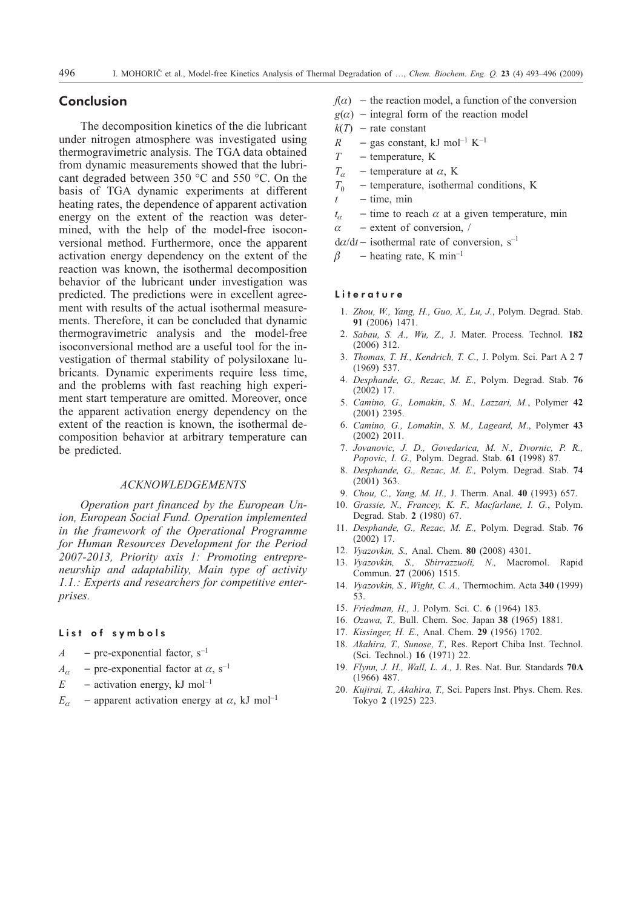## Conclusion

The decomposition kinetics of the die lubricant under nitrogen atmosphere was investigated using thermogravimetric analysis. The TGA data obtained from dynamic measurements showed that the lubricant degraded between 350 °C and 550 °C. On the basis of TGA dynamic experiments at different heating rates, the dependence of apparent activation energy on the extent of the reaction was determined, with the help of the model-free isoconversional method. Furthermore, once the apparent activation energy dependency on the extent of the reaction was known, the isothermal decomposition behavior of the lubricant under investigation was predicted. The predictions were in excellent agreement with results of the actual isothermal measurements. Therefore, it can be concluded that dynamic thermogravimetric analysis and the model-free isoconversional method are a useful tool for the investigation of thermal stability of polysiloxane lubricants. Dynamic experiments require less time, and the problems with fast reaching high experiment start temperature are omitted. Moreover, once the apparent activation energy dependency on the extent of the reaction is known, the isothermal decomposition behavior at arbitrary temperature can be predicted.

### ACKNOWLEDGEMENTS

*Operation part financed by the European Union, European Social Fund. Operation implemented in the framework of the Operational Programme for Human Resources Development for the Period 2007-2013, Priority axis 1: Promoting entrepreneurship and adaptability, Main type of activity 1.1.: Experts and researchers for competitive enterprises.*

### List of symbols

$A$ – pre-exponential factor, $s^{-1}$

$A_\alpha$ – pre-exponential factor at $\alpha$, $s^{-1}$

$E$ – activation energy, kJ $mol^{-1}$

$E_\alpha$ – apparent activation energy at $\alpha$, kJ $mol^{-1}$

$f(\alpha)$ – the reaction model, a function of the conversion

$g(\alpha)$ – integral form of the reaction model

$k(T)$ – rate constant

$R$ – gas constant, kJ $mol^{-1}$ $K^{-1}$

$T$ – temperature, K

$T_\alpha$ – temperature at $\alpha$, K

$T_0$ – temperature, isothermal conditions, K

$t$ – time, min

$t_\alpha$ – time to reach $\alpha$ at a given temperature, min

$\alpha$ – extent of conversion, /

$d\alpha/dt$ – isothermal rate of conversion, $s^{-1}$

$\beta$ – heating rate, K $min^{-1}$

### Literature

1. *Zhou, W., Yang, H., Guo, X., Lu, J.*, Polym. Degrad. Stab. **91** (2006) 1471.
2. *Sabau, S. A., Wu, Z.,* J. Mater. Process. Technol. **182** (2006) 312.
3. *Thomas, T. H., Kendrich, T. C.,* J. Polym. Sci. Part A 2 **7** (1969) 537.
4. *Desphande, G., Rezac, M. E.,* Polym. Degrad. Stab. **76** (2002) 17.
5. *Camino, G., Lomakin*, *S. M., Lazzari, M.*, Polymer **42** (2001) 2395.
6. *Camino, G., Lomakin*, *S. M., Lageard, M*., Polymer **43** (2002) 2011.
7. *Jovanovic, J. D., Govedarica, M. N., Dvornic, P. R., Popovic, I. G.,* Polym. Degrad. Stab. **61** (1998) 87.
8. *Desphande, G., Rezac, M. E.,* Polym. Degrad. Stab. **74** (2001) 363.
9. *Chou, C., Yang, M. H.,* J. Therm. Anal. **40** (1993) 657.
10. *Grassie, N., Francey, K. F., Macfarlane, I. G.*, Polym. Degrad. Stab. **2** (1980) 67.
11. *Desphande, G., Rezac, M. E.,* Polym. Degrad. Stab. **76** (2002) 17.
12. *Vyazovkin, S.,* Anal. Chem. **80** (2008) 4301.
13. *Vyazovkin, S., Shirrazzuoli, N.,* Macromol. Rapid Commun. **27** (2006) 1515.
14. *Vyazovkin, S., Wight, C. A.,* Thermochim. Acta **340** (1999) 53.
15. *Friedman, H.,* J. Polym. Sci. C. **6** (1964) 183.
16. *Ozawa, T.,* Bull. Chem. Soc. Japan **38** (1965) 1881.
17. *Kissinger, H. E.,* Anal. Chem. **29** (1956) 1702.
18. *Akahira, T., Sunose, T.,* Res. Report Chiba Inst. Technol. (Sci. Technol.) **16** (1971) 22.
19. *Flynn, J. H., Wall, L. A.,* J. Res. Nat. Bur. Standards **70A** (1966) 487.
20. *Kujirai, T., Akahira, T.,* Sci. Papers Inst. Phys. Chem. Res. Tokyo **2** (1925) 223.